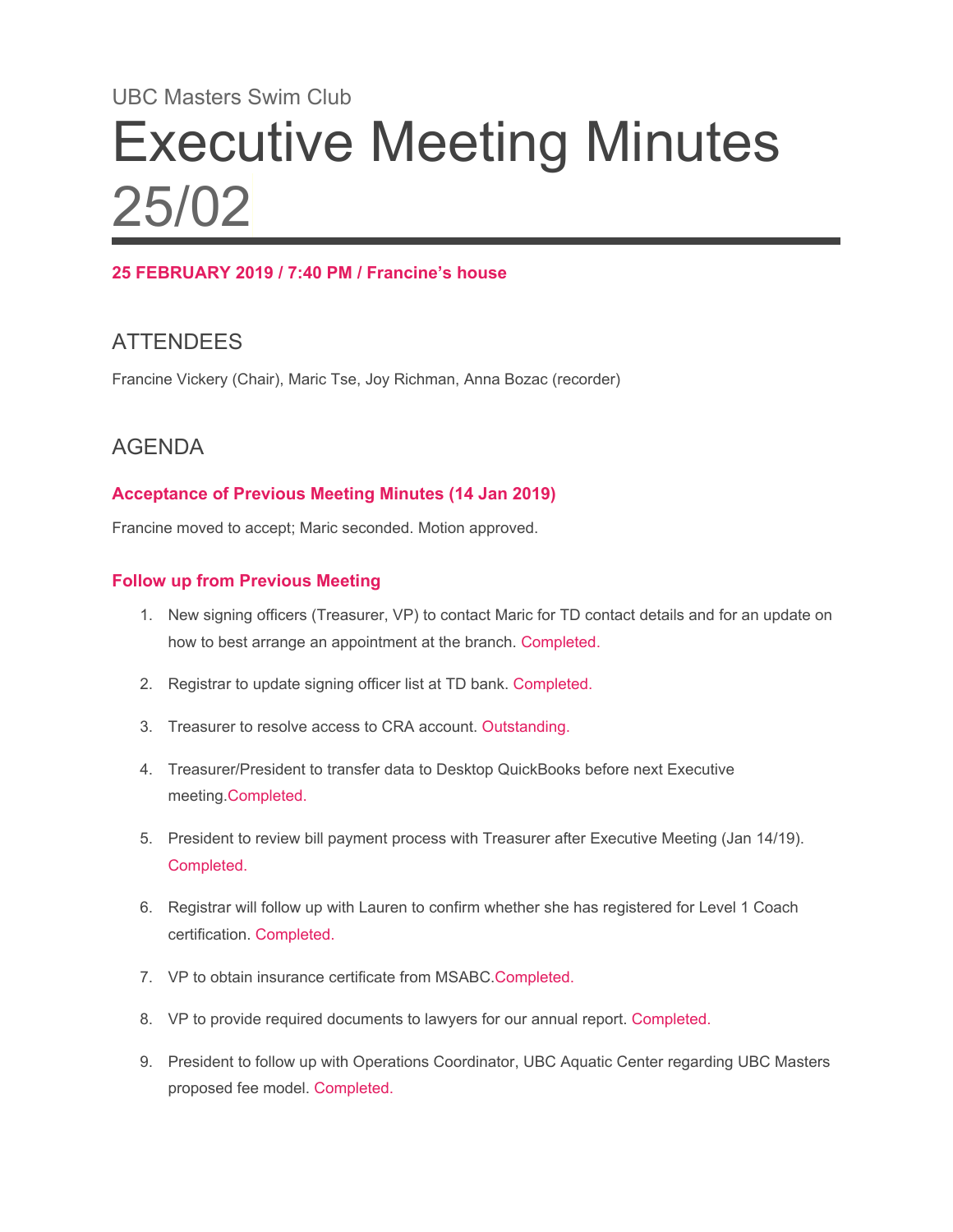UBC Masters Swim Club

# Executive Meeting Minutes 25/02

**25 FEBRUARY 2019 / 7:40 PM / Francine's house**

## ATTENDEES

Francine Vickery (Chair), Maric Tse, Joy Richman, Anna Bozac (recorder)

## AGENDA

### Acceptance of Previous Meeting Minutes (14 Jan 2019)

Francine moved to accept; Maric seconded. Motion approved.

### Follow up from Previous Meeting

1. New signing officers (Treasurer, VP) to contact Maric for TD contact details and for an update on how to best arrange an appointment at the branch. Completed.
2. Registrar to update signing officer list at TD bank. Completed.
3. Treasurer to resolve access to CRA account. Outstanding.
4. Treasurer/President to transfer data to Desktop QuickBooks before next Executive meeting.Completed.
5. President to review bill payment process with Treasurer after Executive Meeting (Jan 14/19). Completed.
6. Registrar will follow up with Lauren to confirm whether she has registered for Level 1 Coach certification. Completed.
7. VP to obtain insurance certificate from MSABC.Completed.
8. VP to provide required documents to lawyers for our annual report. Completed.
9. President to follow up with Operations Coordinator, UBC Aquatic Center regarding UBC Masters proposed fee model. Completed.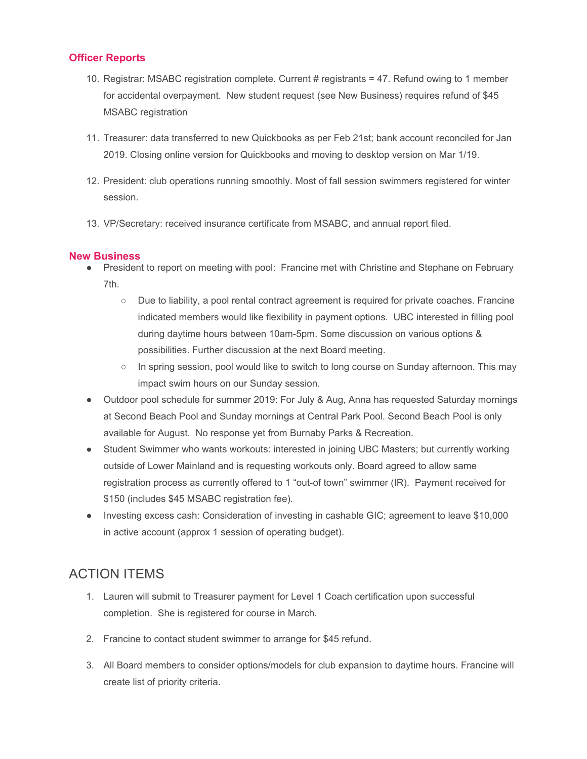### Officer Reports

10. Registrar: MSABC registration complete. Current # registrants = 47. Refund owing to 1 member for accidental overpayment.  New student request (see New Business) requires refund of $45 MSABC registration
11. Treasurer: data transferred to new Quickbooks as per Feb 21st; bank account reconciled for Jan 2019. Closing online version for Quickbooks and moving to desktop version on Mar 1/19.
12. President: club operations running smoothly. Most of fall session swimmers registered for winter session.
13. VP/Secretary: received insurance certificate from MSABC, and annual report filed.

### New Business

- President to report on meeting with pool:  Francine met with Christine and Stephane on February 7th.
  - Due to liability, a pool rental contract agreement is required for private coaches. Francine indicated members would like flexibility in payment options.  UBC interested in filling pool during daytime hours between 10am-5pm. Some discussion on various options & possibilities. Further discussion at the next Board meeting.
  - In spring session, pool would like to switch to long course on Sunday afternoon. This may impact swim hours on our Sunday session.
- Outdoor pool schedule for summer 2019: For July & Aug, Anna has requested Saturday mornings at Second Beach Pool and Sunday mornings at Central Park Pool. Second Beach Pool is only available for August.  No response yet from Burnaby Parks & Recreation.
- Student Swimmer who wants workouts: interested in joining UBC Masters; but currently working outside of Lower Mainland and is requesting workouts only. Board agreed to allow same registration process as currently offered to 1 "out-of town" swimmer (IR).  Payment received for $150 (includes $45 MSABC registration fee).
- Investing excess cash: Consideration of investing in cashable GIC; agreement to leave $10,000 in active account (approx 1 session of operating budget).

## ACTION ITEMS

1. Lauren will submit to Treasurer payment for Level 1 Coach certification upon successful completion.  She is registered for course in March.
2. Francine to contact student swimmer to arrange for $45 refund.
3. All Board members to consider options/models for club expansion to daytime hours. Francine will create list of priority criteria.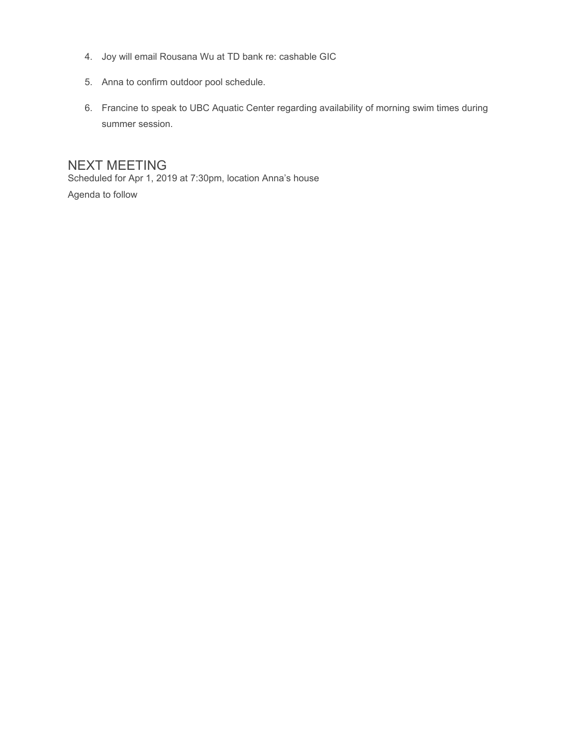4. Joy will email Rousana Wu at TD bank re: cashable GIC
5. Anna to confirm outdoor pool schedule.
6. Francine to speak to UBC Aquatic Center regarding availability of morning swim times during summer session.

## NEXT MEETING

Scheduled for Apr 1, 2019 at 7:30pm, location Anna's house

Agenda to follow